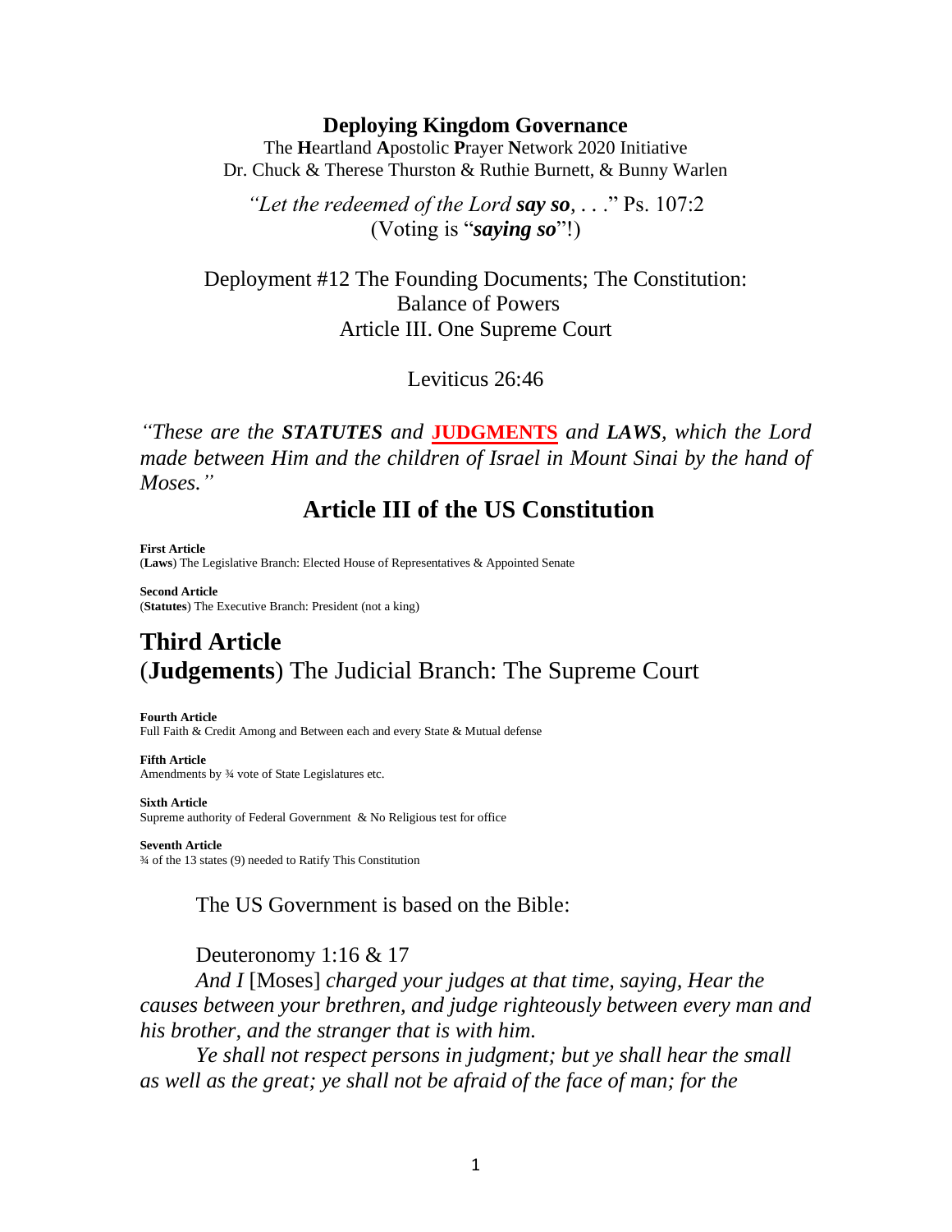## Deploying Kingdom Governance

The **H**eartland **A**postolic **P**rayer **N**etwork 2020 Initiative
Dr. Chuck & Therese Thurston & Ruthie Burnett, & Bunny Warlen

*"Let the redeemed of the Lord* ***say so****, . . ."* Ps. 107:2
(Voting is "***saying so***"!)

Deployment #12 The Founding Documents; The Constitution:
Balance of Powers
Article III. One Supreme Court

Leviticus 26:46

*"These are the* ***STATUTES*** *and* **JUDGMENTS** *and* ***LAWS****, which the Lord made between Him and the children of Israel in Mount Sinai by the hand of Moses."*

## Article III of the US Constitution

**First Article**
(**Laws**) The Legislative Branch: Elected House of Representatives & Appointed Senate

**Second Article**
(**Statutes**) The Executive Branch: President (not a king)

## Third Article
## (**Judgements**) The Judicial Branch: The Supreme Court

**Fourth Article**
Full Faith & Credit Among and Between each and every State & Mutual defense

**Fifth Article**
Amendments by ¾ vote of State Legislatures etc.

**Sixth Article**
Supreme authority of Federal Government & No Religious test for office

**Seventh Article**
¾ of the 13 states (9) needed to Ratify This Constitution

The US Government is based on the Bible:

Deuteronomy 1:16 & 17

*And I* [Moses] *charged your judges at that time, saying, Hear the causes between your brethren, and judge righteously between every man and his brother, and the stranger that is with him.*

*Ye shall not respect persons in judgment; but ye shall hear the small as well as the great; ye shall not be afraid of the face of man; for the*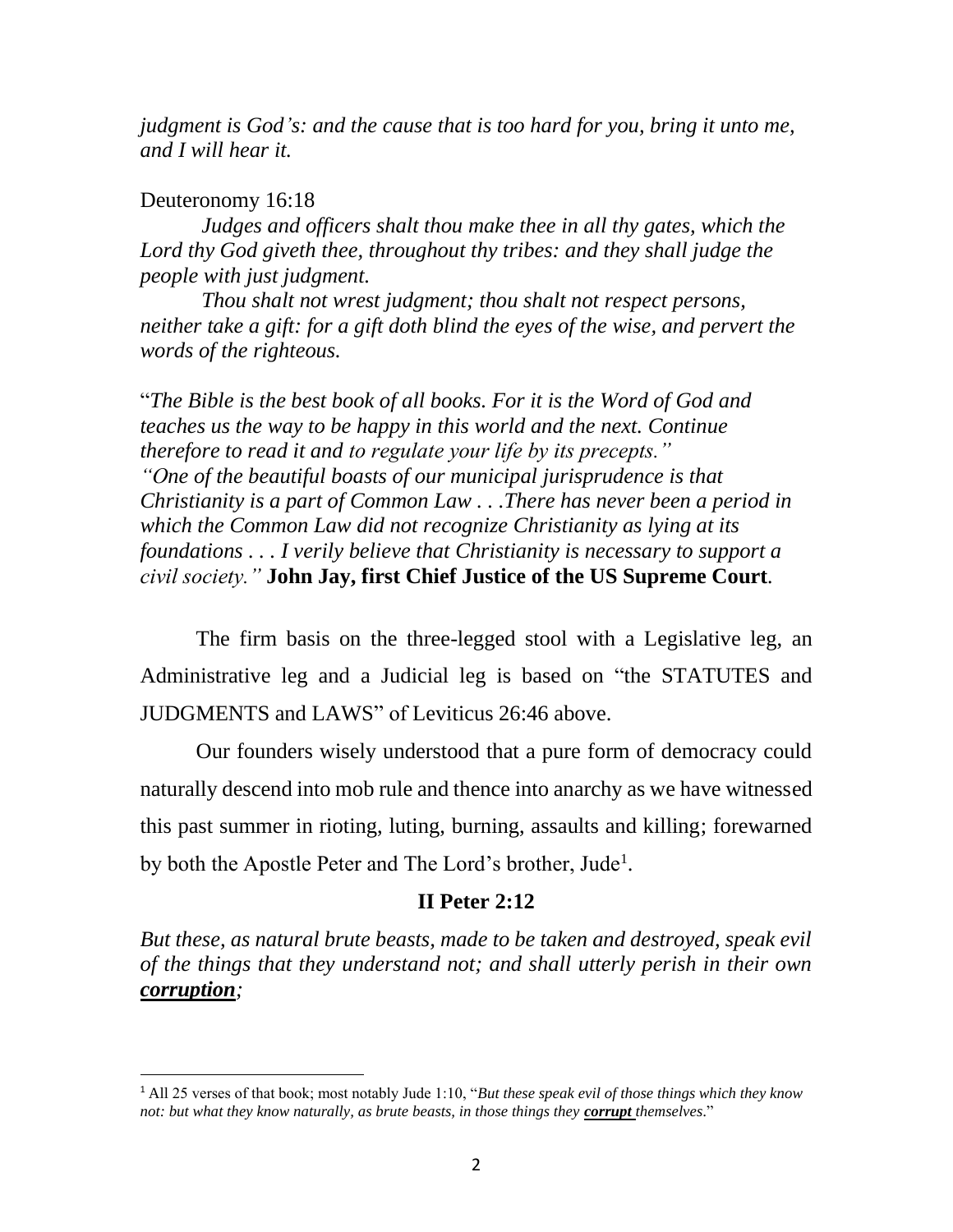*judgment is God's: and the cause that is too hard for you, bring it unto me, and I will hear it.*

Deuteronomy 16:18

*Judges and officers shalt thou make thee in all thy gates, which the Lord thy God giveth thee, throughout thy tribes: and they shall judge the people with just judgment.*

*Thou shalt not wrest judgment; thou shalt not respect persons, neither take a gift: for a gift doth blind the eyes of the wise, and pervert the words of the righteous.*

"*The Bible is the best book of all books. For it is the Word of God and teaches us the way to be happy in this world and the next. Continue therefore to read it and to regulate your life by its precepts." "One of the beautiful boasts of our municipal jurisprudence is that Christianity is a part of Common Law . . .There has never been a period in which the Common Law did not recognize Christianity as lying at its foundations . . . I verily believe that Christianity is necessary to support a civil society."* **John Jay, first Chief Justice of the US Supreme Court**.

The firm basis on the three-legged stool with a Legislative leg, an Administrative leg and a Judicial leg is based on "the STATUTES and JUDGMENTS and LAWS" of Leviticus 26:46 above.

Our founders wisely understood that a pure form of democracy could naturally descend into mob rule and thence into anarchy as we have witnessed this past summer in rioting, luting, burning, assaults and killing; forewarned by both the Apostle Peter and The Lord's brother, Jude[1].

**II Peter 2:12**

*But these, as natural brute beasts, made to be taken and destroyed, speak evil of the things that they understand not; and shall utterly perish in their own* ***corruption****;*

[1] All 25 verses of that book; most notably Jude 1:10, "*But these speak evil of those things which they know not: but what they know naturally, as brute beasts, in those things they* ***corrupt*** *themselves*."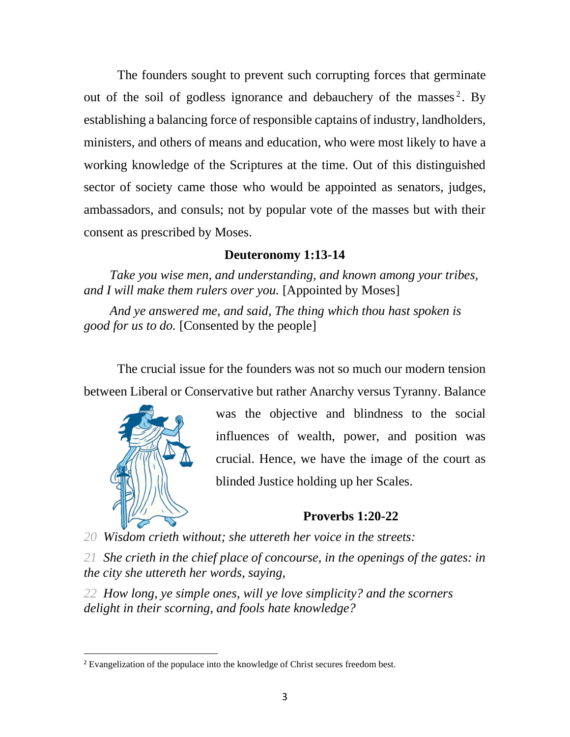The founders sought to prevent such corrupting forces that germinate out of the soil of godless ignorance and debauchery of the masses[2]. By establishing a balancing force of responsible captains of industry, landholders, ministers, and others of means and education, who were most likely to have a working knowledge of the Scriptures at the time. Out of this distinguished sector of society came those who would be appointed as senators, judges, ambassadors, and consuls; not by popular vote of the masses but with their consent as prescribed by Moses.

**Deuteronomy 1:13-14**

*Take you wise men, and understanding, and known among your tribes, and I will make them rulers over you.* [Appointed by Moses]

*And ye answered me, and said, The thing which thou hast spoken is good for us to do.* [Consented by the people]

The crucial issue for the founders was not so much our modern tension between Liberal or Conservative but rather Anarchy versus Tyranny. Balance was the objective and blindness to the social influences of wealth, power, and position was crucial. Hence, we have the image of the court as blinded Justice holding up her Scales.

**Proverbs 1:20-22**

20 *Wisdom crieth without; she uttereth her voice in the streets:*

21 *She crieth in the chief place of concourse, in the openings of the gates: in the city she uttereth her words, saying,*

22 *How long, ye simple ones, will ye love simplicity? and the scorners delight in their scorning, and fools hate knowledge?*

---

[2] Evangelization of the populace into the knowledge of Christ secures freedom best.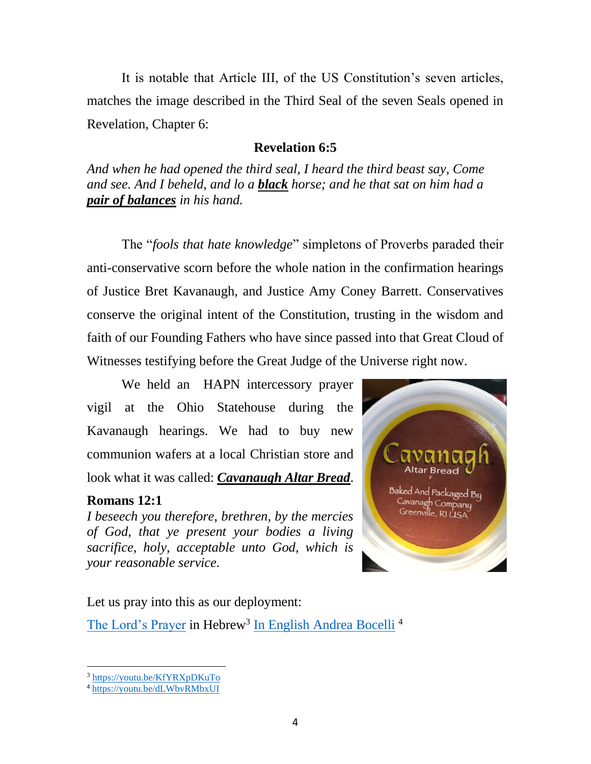It is notable that Article III, of the US Constitution's seven articles, matches the image described in the Third Seal of the seven Seals opened in Revelation, Chapter 6:

**Revelation 6:5**

*And when he had opened the third seal, I heard the third beast say, Come and see. And I beheld, and lo a* ***black*** *horse; and he that sat on him had a* ***pair of balances*** *in his hand.*

The "*fools that hate knowledge*" simpletons of Proverbs paraded their anti-conservative scorn before the whole nation in the confirmation hearings of Justice Bret Kavanaugh, and Justice Amy Coney Barrett. Conservatives conserve the original intent of the Constitution, trusting in the wisdom and faith of our Founding Fathers who have since passed into that Great Cloud of Witnesses testifying before the Great Judge of the Universe right now.

We held an HAPN intercessory prayer vigil at the Ohio Statehouse during the Kavanaugh hearings. We had to buy new communion wafers at a local Christian store and look what it was called: ***Cavanaugh Altar Bread***.

**Romans 12:1**

*I beseech you therefore, brethren, by the mercies of God, that ye present your bodies a living sacrifice, holy, acceptable unto God, which is your reasonable service.*

Let us pray into this as our deployment:

The Lord's Prayer in Hebrew[3] In English Andrea Bocelli [4]

[3] https://youtu.be/KfYRXpDKuTo

[4] https://youtu.be/dLWbvRMbxUI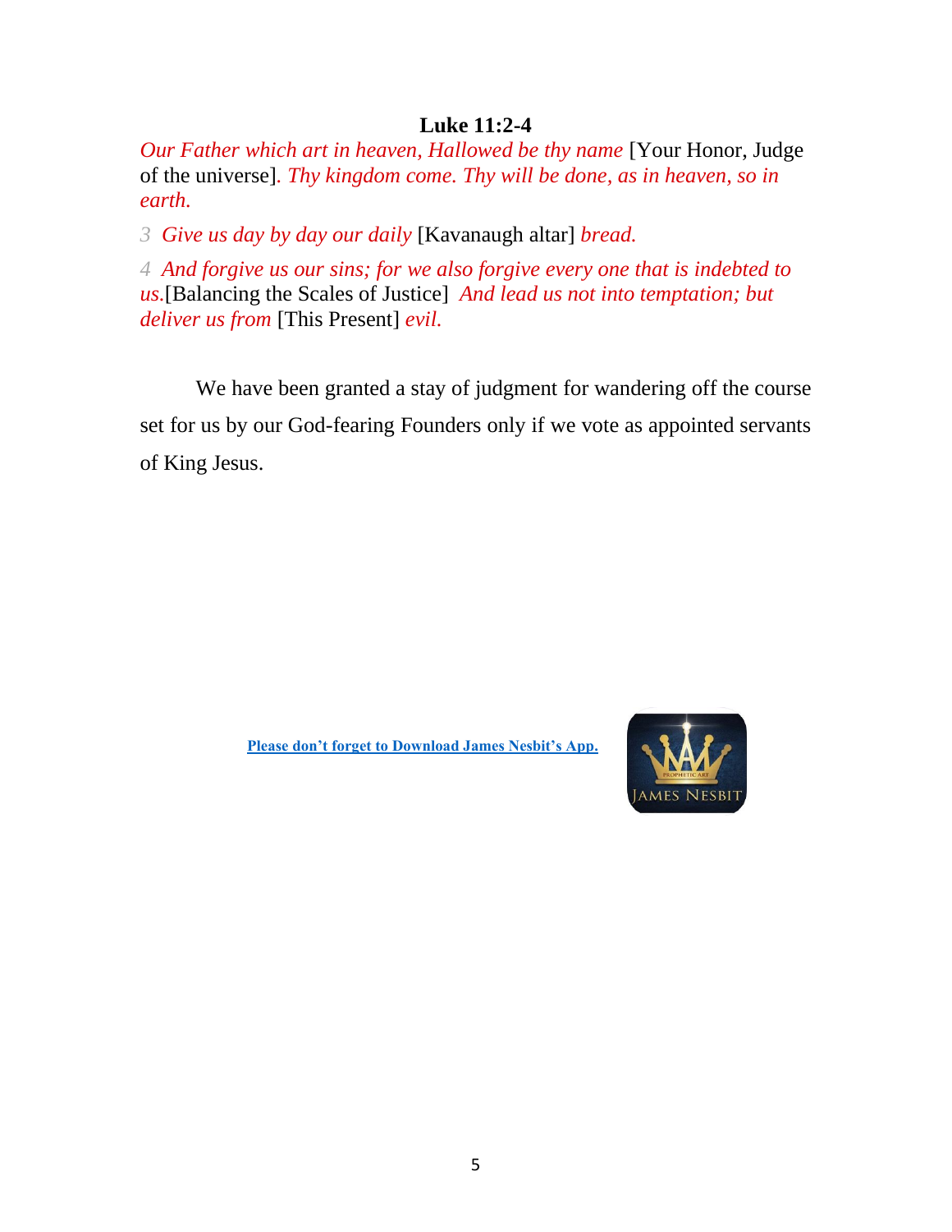**Luke 11:2-4**

*Our Father which art in heaven, Hallowed be thy name* [Your Honor, Judge of the universe]*. Thy kingdom come. Thy will be done, as in heaven, so in earth.*

*3 Give us day by day our daily* [Kavanaugh altar] *bread.*

*4 And forgive us our sins; for we also forgive every one that is indebted to us.*[Balancing the Scales of Justice] *And lead us not into temptation; but deliver us from* [This Present] *evil.*

We have been granted a stay of judgment for wandering off the course set for us by our God-fearing Founders only if we vote as appointed servants of King Jesus.

**Please don't forget to Download James Nesbit's App.**